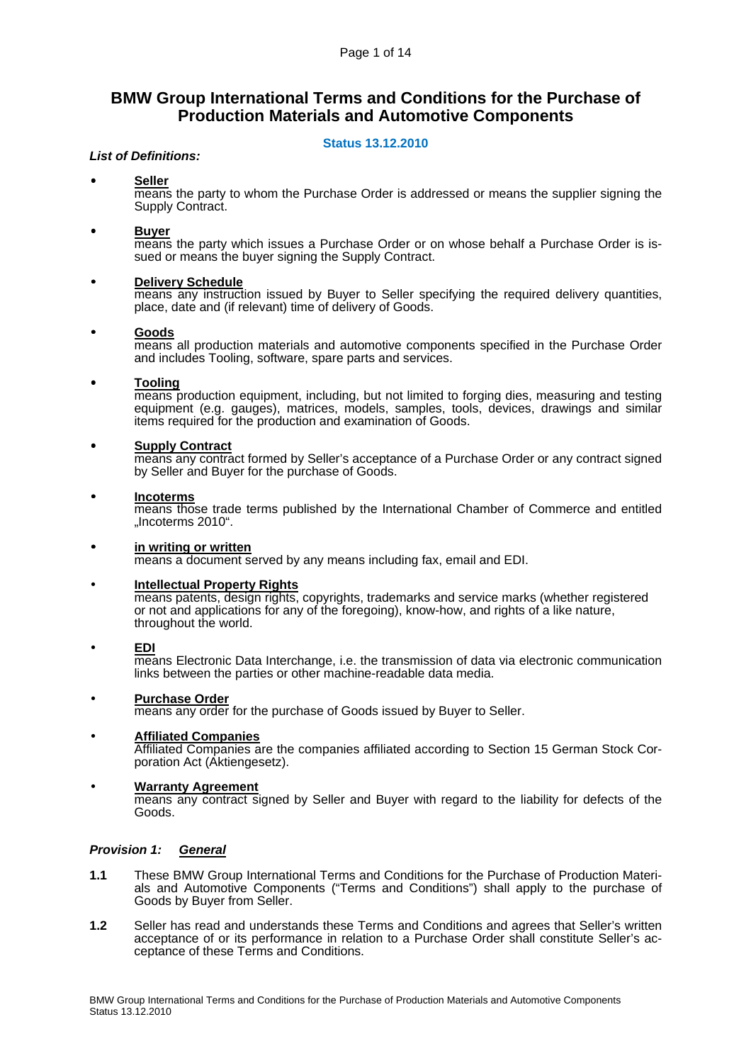# BMW Group International Terms and Conditions for the Purchase of Production Materials and Automotive Components

**Status 13.12.2010**

***List of Definitions:***

- **Seller**
  means the party to whom the Purchase Order is addressed or means the supplier signing the Supply Contract.

- **Buyer**
  means the party which issues a Purchase Order or on whose behalf a Purchase Order is issued or means the buyer signing the Supply Contract.

- **Delivery Schedule**
  means any instruction issued by Buyer to Seller specifying the required delivery quantities, place, date and (if relevant) time of delivery of Goods.

- **Goods**
  means all production materials and automotive components specified in the Purchase Order and includes Tooling, software, spare parts and services.

- **Tooling**
  means production equipment, including, but not limited to forging dies, measuring and testing equipment (e.g. gauges), matrices, models, samples, tools, devices, drawings and similar items required for the production and examination of Goods.

- **Supply Contract**
  means any contract formed by Seller's acceptance of a Purchase Order or any contract signed by Seller and Buyer for the purchase of Goods.

- **Incoterms**
  means those trade terms published by the International Chamber of Commerce and entitled „Incoterms 2010".

- **in writing or written**
  means a document served by any means including fax, email and EDI.

- **Intellectual Property Rights**
  means patents, design rights, copyrights, trademarks and service marks (whether registered or not and applications for any of the foregoing), know-how, and rights of a like nature, throughout the world.

- **EDI**
  means Electronic Data Interchange, i.e. the transmission of data via electronic communication links between the parties or other machine-readable data media.

- **Purchase Order**
  means any order for the purchase of Goods issued by Buyer to Seller.

- **Affiliated Companies**
  Affiliated Companies are the companies affiliated according to Section 15 German Stock Corporation Act (Aktiengesetz).

- **Warranty Agreement**
  means any contract signed by Seller and Buyer with regard to the liability for defects of the Goods.

### *Provision 1: General*

**1.1** These BMW Group International Terms and Conditions for the Purchase of Production Materials and Automotive Components ("Terms and Conditions") shall apply to the purchase of Goods by Buyer from Seller.

**1.2** Seller has read and understands these Terms and Conditions and agrees that Seller's written acceptance of or its performance in relation to a Purchase Order shall constitute Seller's acceptance of these Terms and Conditions.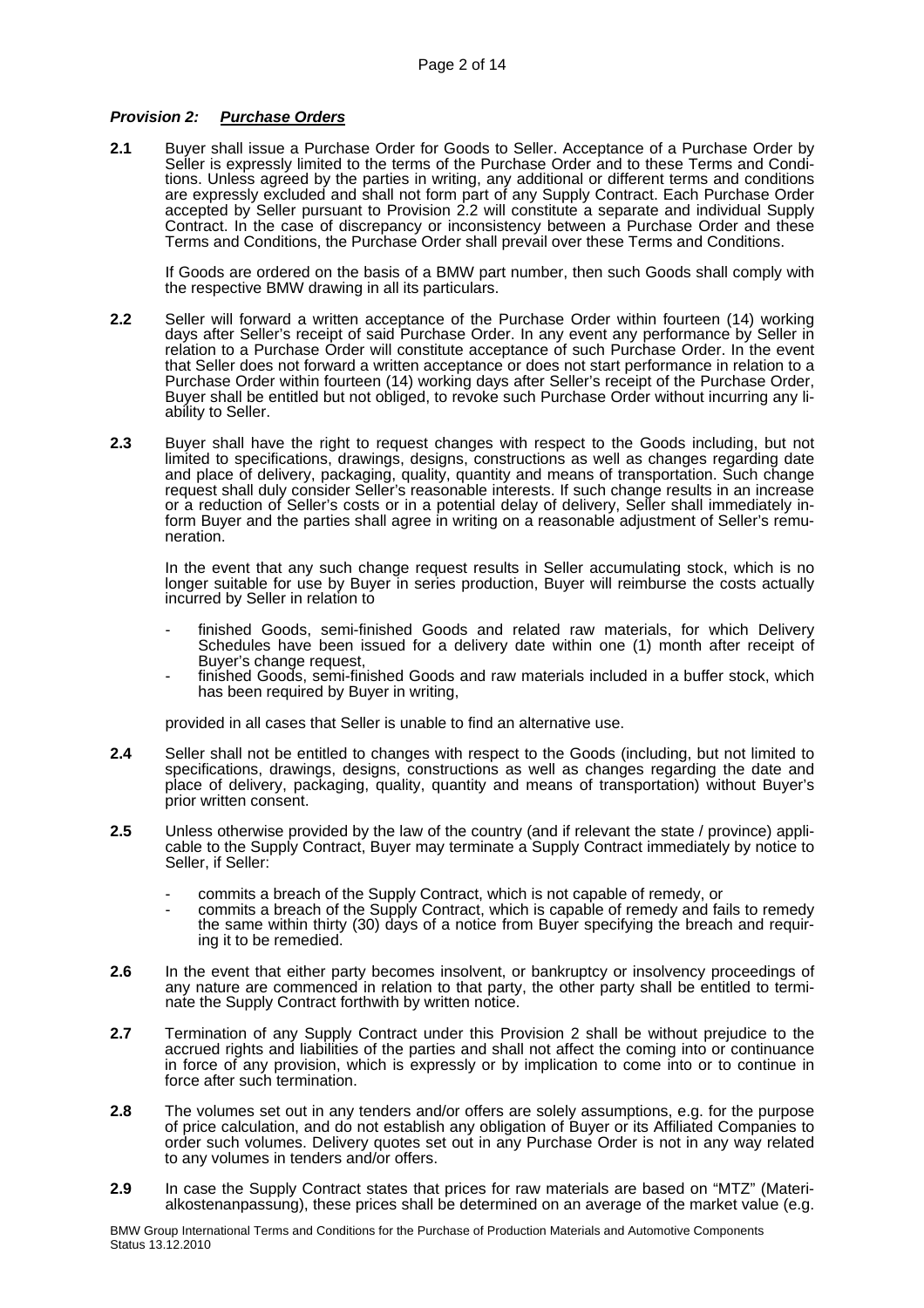***Provision 2: Purchase Orders***

**2.1** Buyer shall issue a Purchase Order for Goods to Seller. Acceptance of a Purchase Order by Seller is expressly limited to the terms of the Purchase Order and to these Terms and Conditions. Unless agreed by the parties in writing, any additional or different terms and conditions are expressly excluded and shall not form part of any Supply Contract. Each Purchase Order accepted by Seller pursuant to Provision 2.2 will constitute a separate and individual Supply Contract. In the case of discrepancy or inconsistency between a Purchase Order and these Terms and Conditions, the Purchase Order shall prevail over these Terms and Conditions.

If Goods are ordered on the basis of a BMW part number, then such Goods shall comply with the respective BMW drawing in all its particulars.

**2.2** Seller will forward a written acceptance of the Purchase Order within fourteen (14) working days after Seller's receipt of said Purchase Order. In any event any performance by Seller in relation to a Purchase Order will constitute acceptance of such Purchase Order. In the event that Seller does not forward a written acceptance or does not start performance in relation to a Purchase Order within fourteen (14) working days after Seller's receipt of the Purchase Order, Buyer shall be entitled but not obliged, to revoke such Purchase Order without incurring any liability to Seller.

**2.3** Buyer shall have the right to request changes with respect to the Goods including, but not limited to specifications, drawings, designs, constructions as well as changes regarding date and place of delivery, packaging, quality, quantity and means of transportation. Such change request shall duly consider Seller's reasonable interests. If such change results in an increase or a reduction of Seller's costs or in a potential delay of delivery, Seller shall immediately inform Buyer and the parties shall agree in writing on a reasonable adjustment of Seller's remuneration.

In the event that any such change request results in Seller accumulating stock, which is no longer suitable for use by Buyer in series production, Buyer will reimburse the costs actually incurred by Seller in relation to

- finished Goods, semi-finished Goods and related raw materials, for which Delivery Schedules have been issued for a delivery date within one (1) month after receipt of Buyer's change request,
- finished Goods, semi-finished Goods and raw materials included in a buffer stock, which has been required by Buyer in writing,

provided in all cases that Seller is unable to find an alternative use.

**2.4** Seller shall not be entitled to changes with respect to the Goods (including, but not limited to specifications, drawings, designs, constructions as well as changes regarding the date and place of delivery, packaging, quality, quantity and means of transportation) without Buyer's prior written consent.

**2.5** Unless otherwise provided by the law of the country (and if relevant the state / province) applicable to the Supply Contract, Buyer may terminate a Supply Contract immediately by notice to Seller, if Seller:

- commits a breach of the Supply Contract, which is not capable of remedy, or
- commits a breach of the Supply Contract, which is capable of remedy and fails to remedy the same within thirty (30) days of a notice from Buyer specifying the breach and requiring it to be remedied.

**2.6** In the event that either party becomes insolvent, or bankruptcy or insolvency proceedings of any nature are commenced in relation to that party, the other party shall be entitled to terminate the Supply Contract forthwith by written notice.

**2.7** Termination of any Supply Contract under this Provision 2 shall be without prejudice to the accrued rights and liabilities of the parties and shall not affect the coming into or continuance in force of any provision, which is expressly or by implication to come into or to continue in force after such termination.

**2.8** The volumes set out in any tenders and/or offers are solely assumptions, e.g. for the purpose of price calculation, and do not establish any obligation of Buyer or its Affiliated Companies to order such volumes. Delivery quotes set out in any Purchase Order is not in any way related to any volumes in tenders and/or offers.

**2.9** In case the Supply Contract states that prices for raw materials are based on "MTZ" (Materialkostenanpassung), these prices shall be determined on an average of the market value (e.g.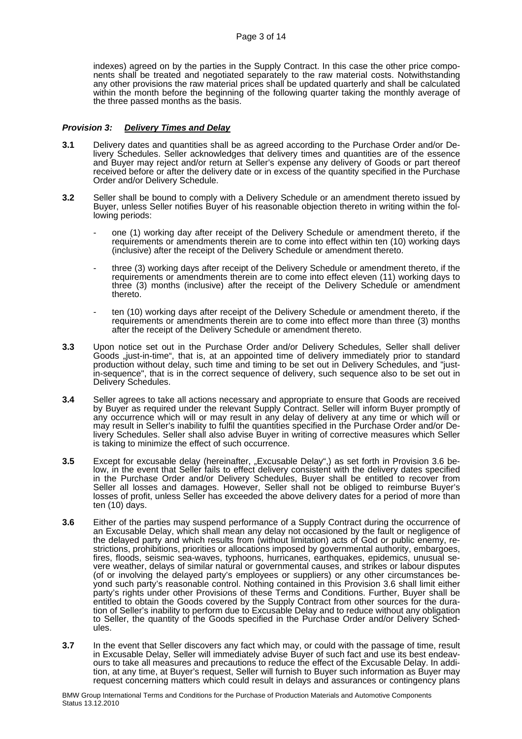indexes) agreed on by the parties in the Supply Contract. In this case the other price components shall be treated and negotiated separately to the raw material costs. Notwithstanding any other provisions the raw material prices shall be updated quarterly and shall be calculated within the month before the beginning of the following quarter taking the monthly average of the three passed months as the basis.

### ***Provision 3: Delivery Times and Delay***

**3.1** Delivery dates and quantities shall be as agreed according to the Purchase Order and/or Delivery Schedules. Seller acknowledges that delivery times and quantities are of the essence and Buyer may reject and/or return at Seller's expense any delivery of Goods or part thereof received before or after the delivery date or in excess of the quantity specified in the Purchase Order and/or Delivery Schedule.

**3.2** Seller shall be bound to comply with a Delivery Schedule or an amendment thereto issued by Buyer, unless Seller notifies Buyer of his reasonable objection thereto in writing within the following periods:

- one (1) working day after receipt of the Delivery Schedule or amendment thereto, if the requirements or amendments therein are to come into effect within ten (10) working days (inclusive) after the receipt of the Delivery Schedule or amendment thereto.
- three (3) working days after receipt of the Delivery Schedule or amendment thereto, if the requirements or amendments therein are to come into effect eleven (11) working days to three (3) months (inclusive) after the receipt of the Delivery Schedule or amendment thereto.
- ten (10) working days after receipt of the Delivery Schedule or amendment thereto, if the requirements or amendments therein are to come into effect more than three (3) months after the receipt of the Delivery Schedule or amendment thereto.

**3.3** Upon notice set out in the Purchase Order and/or Delivery Schedules, Seller shall deliver Goods „just-in-time", that is, at an appointed time of delivery immediately prior to standard production without delay, such time and timing to be set out in Delivery Schedules, and "just-in-sequence", that is in the correct sequence of delivery, such sequence also to be set out in Delivery Schedules.

**3.4** Seller agrees to take all actions necessary and appropriate to ensure that Goods are received by Buyer as required under the relevant Supply Contract. Seller will inform Buyer promptly of any occurrence which will or may result in any delay of delivery at any time or which will or may result in Seller's inability to fulfil the quantities specified in the Purchase Order and/or Delivery Schedules. Seller shall also advise Buyer in writing of corrective measures which Seller is taking to minimize the effect of such occurrence.

**3.5** Except for excusable delay (hereinafter, „Excusable Delay",) as set forth in Provision 3.6 below, in the event that Seller fails to effect delivery consistent with the delivery dates specified in the Purchase Order and/or Delivery Schedules, Buyer shall be entitled to recover from Seller all losses and damages. However, Seller shall not be obliged to reimburse Buyer's losses of profit, unless Seller has exceeded the above delivery dates for a period of more than ten (10) days.

**3.6** Either of the parties may suspend performance of a Supply Contract during the occurrence of an Excusable Delay, which shall mean any delay not occasioned by the fault or negligence of the delayed party and which results from (without limitation) acts of God or public enemy, restrictions, prohibitions, priorities or allocations imposed by governmental authority, embargoes, fires, floods, seismic sea-waves, typhoons, hurricanes, earthquakes, epidemics, unusual severe weather, delays of similar natural or governmental causes, and strikes or labour disputes (of or involving the delayed party's employees or suppliers) or any other circumstances beyond such party's reasonable control. Nothing contained in this Provision 3.6 shall limit either party's rights under other Provisions of these Terms and Conditions. Further, Buyer shall be entitled to obtain the Goods covered by the Supply Contract from other sources for the duration of Seller's inability to perform due to Excusable Delay and to reduce without any obligation to Seller, the quantity of the Goods specified in the Purchase Order and/or Delivery Schedules.

**3.7** In the event that Seller discovers any fact which may, or could with the passage of time, result in Excusable Delay, Seller will immediately advise Buyer of such fact and use its best endeavours to take all measures and precautions to reduce the effect of the Excusable Delay. In addition, at any time, at Buyer's request, Seller will furnish to Buyer such information as Buyer may request concerning matters which could result in delays and assurances or contingency plans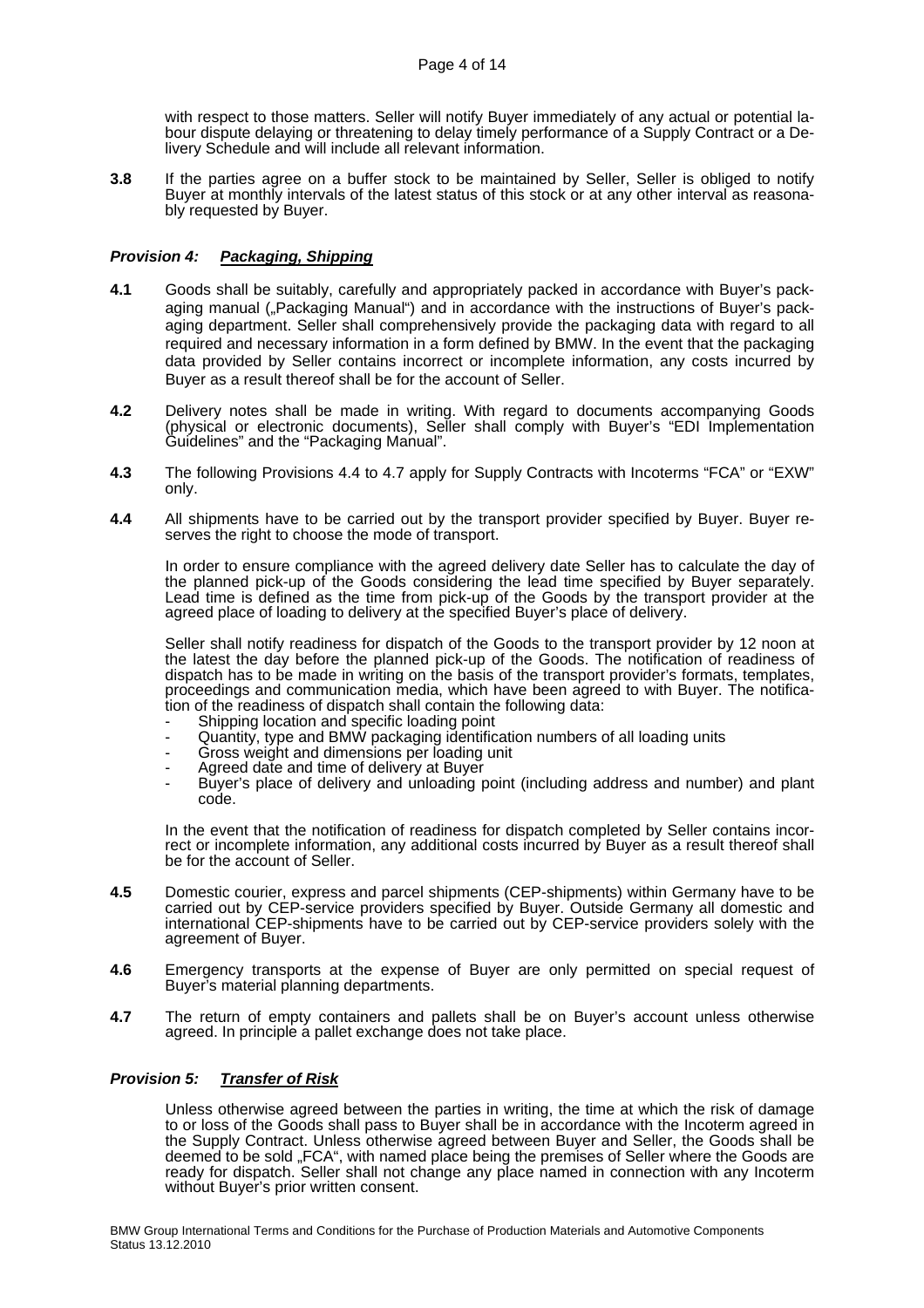with respect to those matters. Seller will notify Buyer immediately of any actual or potential labour dispute delaying or threatening to delay timely performance of a Supply Contract or a Delivery Schedule and will include all relevant information.

**3.8** If the parties agree on a buffer stock to be maintained by Seller, Seller is obliged to notify Buyer at monthly intervals of the latest status of this stock or at any other interval as reasonably requested by Buyer.

### *Provision 4: __Packaging, Shipping__*

**4.1** Goods shall be suitably, carefully and appropriately packed in accordance with Buyer's packaging manual („Packaging Manual") and in accordance with the instructions of Buyer's packaging department. Seller shall comprehensively provide the packaging data with regard to all required and necessary information in a form defined by BMW. In the event that the packaging data provided by Seller contains incorrect or incomplete information, any costs incurred by Buyer as a result thereof shall be for the account of Seller.

**4.2** Delivery notes shall be made in writing. With regard to documents accompanying Goods (physical or electronic documents), Seller shall comply with Buyer's "EDI Implementation Guidelines" and the "Packaging Manual".

**4.3** The following Provisions 4.4 to 4.7 apply for Supply Contracts with Incoterms "FCA" or "EXW" only.

**4.4** All shipments have to be carried out by the transport provider specified by Buyer. Buyer reserves the right to choose the mode of transport.

In order to ensure compliance with the agreed delivery date Seller has to calculate the day of the planned pick-up of the Goods considering the lead time specified by Buyer separately. Lead time is defined as the time from pick-up of the Goods by the transport provider at the agreed place of loading to delivery at the specified Buyer's place of delivery.

Seller shall notify readiness for dispatch of the Goods to the transport provider by 12 noon at the latest the day before the planned pick-up of the Goods. The notification of readiness of dispatch has to be made in writing on the basis of the transport provider's formats, templates, proceedings and communication media, which have been agreed to with Buyer. The notification of the readiness of dispatch shall contain the following data:

- Shipping location and specific loading point
- Quantity, type and BMW packaging identification numbers of all loading units
- Gross weight and dimensions per loading unit
- Agreed date and time of delivery at Buyer
- Buyer's place of delivery and unloading point (including address and number) and plant code.

In the event that the notification of readiness for dispatch completed by Seller contains incorrect or incomplete information, any additional costs incurred by Buyer as a result thereof shall be for the account of Seller.

**4.5** Domestic courier, express and parcel shipments (CEP-shipments) within Germany have to be carried out by CEP-service providers specified by Buyer. Outside Germany all domestic and international CEP-shipments have to be carried out by CEP-service providers solely with the agreement of Buyer.

**4.6** Emergency transports at the expense of Buyer are only permitted on special request of Buyer's material planning departments.

**4.7** The return of empty containers and pallets shall be on Buyer's account unless otherwise agreed. In principle a pallet exchange does not take place.

### *Provision 5: __Transfer of Risk__*

Unless otherwise agreed between the parties in writing, the time at which the risk of damage to or loss of the Goods shall pass to Buyer shall be in accordance with the Incoterm agreed in the Supply Contract. Unless otherwise agreed between Buyer and Seller, the Goods shall be deemed to be sold „FCA", with named place being the premises of Seller where the Goods are ready for dispatch. Seller shall not change any place named in connection with any Incoterm without Buyer's prior written consent.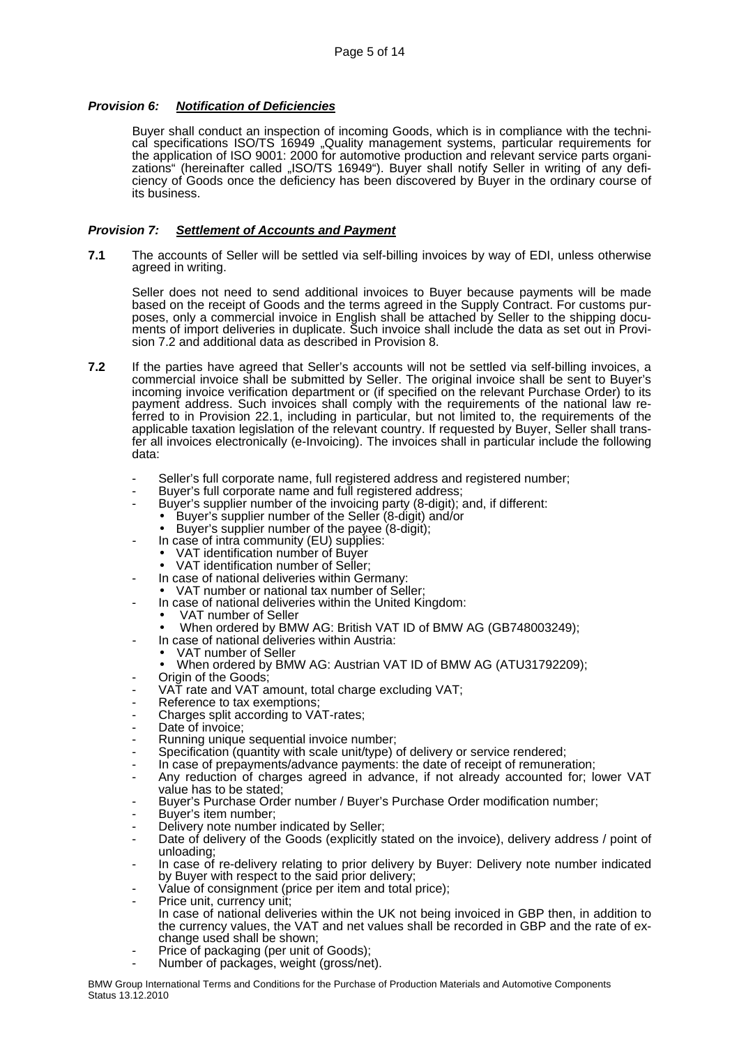### *Provision 6: Notification of Deficiencies*

Buyer shall conduct an inspection of incoming Goods, which is in compliance with the technical specifications ISO/TS 16949 „Quality management systems, particular requirements for the application of ISO 9001: 2000 for automotive production and relevant service parts organizations" (hereinafter called „ISO/TS 16949"). Buyer shall notify Seller in writing of any deficiency of Goods once the deficiency has been discovered by Buyer in the ordinary course of its business.

### *Provision 7: Settlement of Accounts and Payment*

**7.1** The accounts of Seller will be settled via self-billing invoices by way of EDI, unless otherwise agreed in writing.

Seller does not need to send additional invoices to Buyer because payments will be made based on the receipt of Goods and the terms agreed in the Supply Contract. For customs purposes, only a commercial invoice in English shall be attached by Seller to the shipping documents of import deliveries in duplicate. Such invoice shall include the data as set out in Provision 7.2 and additional data as described in Provision 8.

**7.2** If the parties have agreed that Seller's accounts will not be settled via self-billing invoices, a commercial invoice shall be submitted by Seller. The original invoice shall be sent to Buyer's incoming invoice verification department or (if specified on the relevant Purchase Order) to its payment address. Such invoices shall comply with the requirements of the national law referred to in Provision 22.1, including in particular, but not limited to, the requirements of the applicable taxation legislation of the relevant country. If requested by Buyer, Seller shall transfer all invoices electronically (e-Invoicing). The invoices shall in particular include the following data:

- Seller's full corporate name, full registered address and registered number;
- Buyer's full corporate name and full registered address;
- Buyer's supplier number of the invoicing party (8-digit); and, if different:
  - Buyer's supplier number of the Seller (8-digit) and/or
  - Buyer's supplier number of the payee (8-digit);
- In case of intra community (EU) supplies:
  - VAT identification number of Buyer
  - VAT identification number of Seller;
- In case of national deliveries within Germany:
  - VAT number or national tax number of Seller;
- In case of national deliveries within the United Kingdom:
  - VAT number of Seller
  - When ordered by BMW AG: British VAT ID of BMW AG (GB748003249);
- In case of national deliveries within Austria:
  - VAT number of Seller
  - When ordered by BMW AG: Austrian VAT ID of BMW AG (ATU31792209);
- Origin of the Goods;
- VAT rate and VAT amount, total charge excluding VAT;
- Reference to tax exemptions;
- Charges split according to VAT-rates;
- Date of invoice;
- Running unique sequential invoice number;
- Specification (quantity with scale unit/type) of delivery or service rendered;
- In case of prepayments/advance payments: the date of receipt of remuneration;
- Any reduction of charges agreed in advance, if not already accounted for; lower VAT value has to be stated;
- Buyer's Purchase Order number / Buyer's Purchase Order modification number;
- Buyer's item number;
- Delivery note number indicated by Seller;
- Date of delivery of the Goods (explicitly stated on the invoice), delivery address / point of unloading;
- In case of re-delivery relating to prior delivery by Buyer: Delivery note number indicated by Buyer with respect to the said prior delivery;
- Value of consignment (price per item and total price);
- Price unit, currency unit;
  In case of national deliveries within the UK not being invoiced in GBP then, in addition to the currency values, the VAT and net values shall be recorded in GBP and the rate of exchange used shall be shown;
- Price of packaging (per unit of Goods);
- Number of packages, weight (gross/net).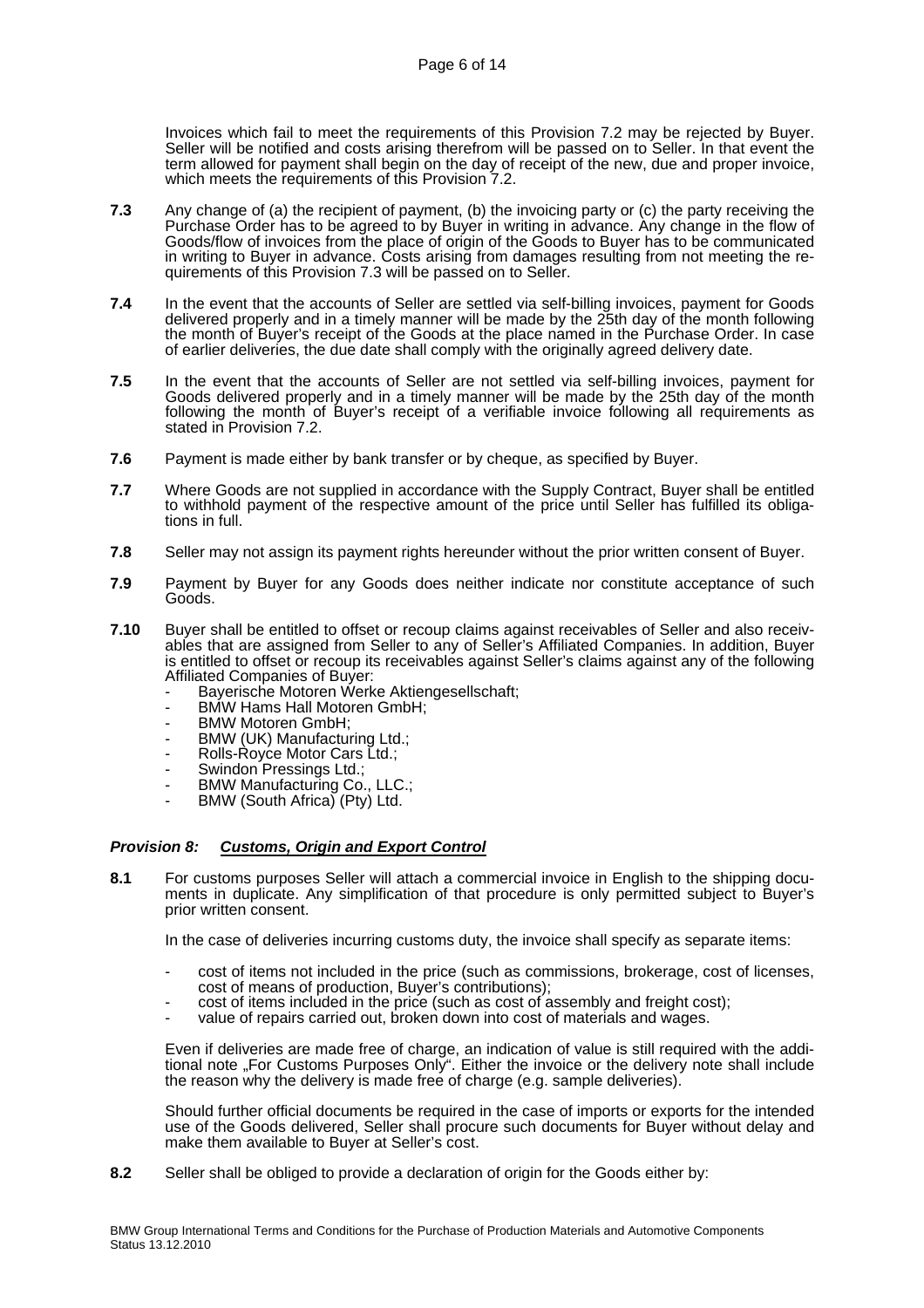Invoices which fail to meet the requirements of this Provision 7.2 may be rejected by Buyer. Seller will be notified and costs arising therefrom will be passed on to Seller. In that event the term allowed for payment shall begin on the day of receipt of the new, due and proper invoice, which meets the requirements of this Provision 7.2.

**7.3** Any change of (a) the recipient of payment, (b) the invoicing party or (c) the party receiving the Purchase Order has to be agreed to by Buyer in writing in advance. Any change in the flow of Goods/flow of invoices from the place of origin of the Goods to Buyer has to be communicated in writing to Buyer in advance. Costs arising from damages resulting from not meeting the requirements of this Provision 7.3 will be passed on to Seller.

**7.4** In the event that the accounts of Seller are settled via self-billing invoices, payment for Goods delivered properly and in a timely manner will be made by the 25th day of the month following the month of Buyer's receipt of the Goods at the place named in the Purchase Order. In case of earlier deliveries, the due date shall comply with the originally agreed delivery date.

**7.5** In the event that the accounts of Seller are not settled via self-billing invoices, payment for Goods delivered properly and in a timely manner will be made by the 25th day of the month following the month of Buyer's receipt of a verifiable invoice following all requirements as stated in Provision 7.2.

**7.6** Payment is made either by bank transfer or by cheque, as specified by Buyer.

**7.7** Where Goods are not supplied in accordance with the Supply Contract, Buyer shall be entitled to withhold payment of the respective amount of the price until Seller has fulfilled its obligations in full.

**7.8** Seller may not assign its payment rights hereunder without the prior written consent of Buyer.

**7.9** Payment by Buyer for any Goods does neither indicate nor constitute acceptance of such Goods.

**7.10** Buyer shall be entitled to offset or recoup claims against receivables of Seller and also receivables that are assigned from Seller to any of Seller's Affiliated Companies. In addition, Buyer is entitled to offset or recoup its receivables against Seller's claims against any of the following Affiliated Companies of Buyer:

- Bayerische Motoren Werke Aktiengesellschaft;
- BMW Hams Hall Motoren GmbH;
- BMW Motoren GmbH;
- BMW (UK) Manufacturing Ltd.;
- Rolls-Royce Motor Cars Ltd.;
- Swindon Pressings Ltd.;
- BMW Manufacturing Co., LLC.;
- BMW (South Africa) (Pty) Ltd.

### *Provision 8: Customs, Origin and Export Control*

**8.1** For customs purposes Seller will attach a commercial invoice in English to the shipping documents in duplicate. Any simplification of that procedure is only permitted subject to Buyer's prior written consent.

In the case of deliveries incurring customs duty, the invoice shall specify as separate items:

- cost of items not included in the price (such as commissions, brokerage, cost of licenses, cost of means of production, Buyer's contributions);
- cost of items included in the price (such as cost of assembly and freight cost);
- value of repairs carried out, broken down into cost of materials and wages.

Even if deliveries are made free of charge, an indication of value is still required with the additional note „For Customs Purposes Only". Either the invoice or the delivery note shall include the reason why the delivery is made free of charge (e.g. sample deliveries).

Should further official documents be required in the case of imports or exports for the intended use of the Goods delivered, Seller shall procure such documents for Buyer without delay and make them available to Buyer at Seller's cost.

**8.2** Seller shall be obliged to provide a declaration of origin for the Goods either by: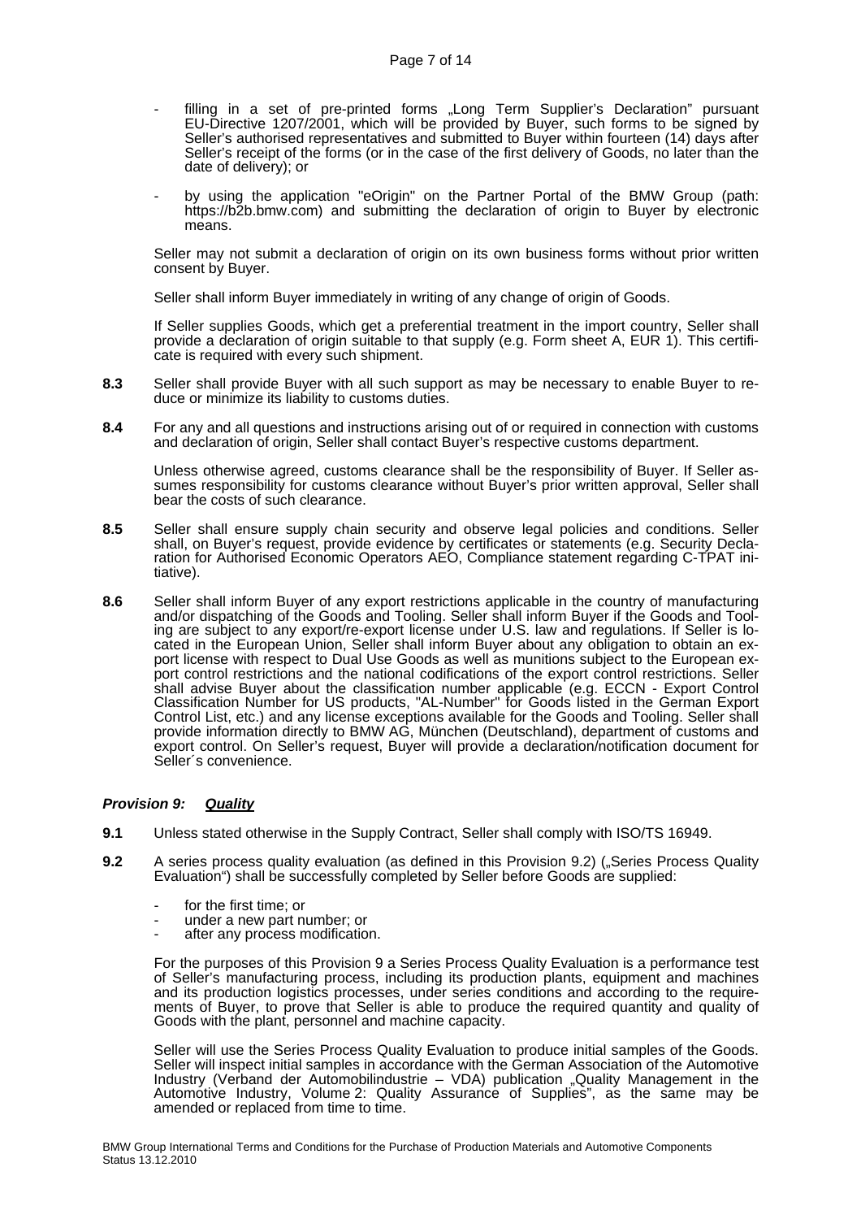- filling in a set of pre-printed forms „Long Term Supplier's Declaration" pursuant EU-Directive 1207/2001, which will be provided by Buyer, such forms to be signed by Seller's authorised representatives and submitted to Buyer within fourteen (14) days after Seller's receipt of the forms (or in the case of the first delivery of Goods, no later than the date of delivery); or

- by using the application "eOrigin" on the Partner Portal of the BMW Group (path: https://b2b.bmw.com) and submitting the declaration of origin to Buyer by electronic means.

Seller may not submit a declaration of origin on its own business forms without prior written consent by Buyer.

Seller shall inform Buyer immediately in writing of any change of origin of Goods.

If Seller supplies Goods, which get a preferential treatment in the import country, Seller shall provide a declaration of origin suitable to that supply (e.g. Form sheet A, EUR 1). This certificate is required with every such shipment.

**8.3** Seller shall provide Buyer with all such support as may be necessary to enable Buyer to reduce or minimize its liability to customs duties.

**8.4** For any and all questions and instructions arising out of or required in connection with customs and declaration of origin, Seller shall contact Buyer's respective customs department.

Unless otherwise agreed, customs clearance shall be the responsibility of Buyer. If Seller assumes responsibility for customs clearance without Buyer's prior written approval, Seller shall bear the costs of such clearance.

**8.5** Seller shall ensure supply chain security and observe legal policies and conditions. Seller shall, on Buyer's request, provide evidence by certificates or statements (e.g. Security Declaration for Authorised Economic Operators AEO, Compliance statement regarding C-TPAT initiative).

**8.6** Seller shall inform Buyer of any export restrictions applicable in the country of manufacturing and/or dispatching of the Goods and Tooling. Seller shall inform Buyer if the Goods and Tooling are subject to any export/re-export license under U.S. law and regulations. If Seller is located in the European Union, Seller shall inform Buyer about any obligation to obtain an export license with respect to Dual Use Goods as well as munitions subject to the European export control restrictions and the national codifications of the export control restrictions. Seller shall advise Buyer about the classification number applicable (e.g. ECCN - Export Control Classification Number for US products, "AL-Number" for Goods listed in the German Export Control List, etc.) and any license exceptions available for the Goods and Tooling. Seller shall provide information directly to BMW AG, München (Deutschland), department of customs and export control. On Seller's request, Buyer will provide a declaration/notification document for Seller´s convenience.

### *Provision 9: __Quality__*

**9.1** Unless stated otherwise in the Supply Contract, Seller shall comply with ISO/TS 16949.

**9.2** A series process quality evaluation (as defined in this Provision 9.2) („Series Process Quality Evaluation") shall be successfully completed by Seller before Goods are supplied:

- for the first time; or
- under a new part number; or
- after any process modification.

For the purposes of this Provision 9 a Series Process Quality Evaluation is a performance test of Seller's manufacturing process, including its production plants, equipment and machines and its production logistics processes, under series conditions and according to the requirements of Buyer, to prove that Seller is able to produce the required quantity and quality of Goods with the plant, personnel and machine capacity.

Seller will use the Series Process Quality Evaluation to produce initial samples of the Goods. Seller will inspect initial samples in accordance with the German Association of the Automotive Industry (Verband der Automobilindustrie – VDA) publication „Quality Management in the Automotive Industry, Volume 2: Quality Assurance of Supplies", as the same may be amended or replaced from time to time.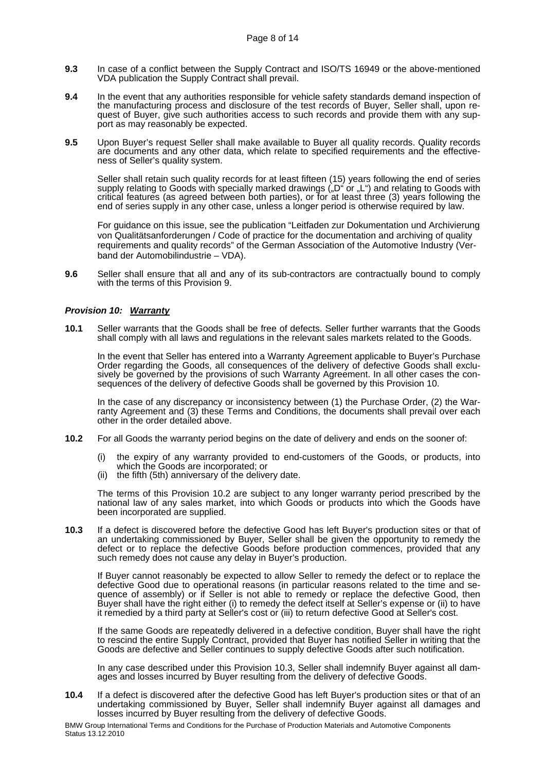**9.3** In case of a conflict between the Supply Contract and ISO/TS 16949 or the above-mentioned VDA publication the Supply Contract shall prevail.

**9.4** In the event that any authorities responsible for vehicle safety standards demand inspection of the manufacturing process and disclosure of the test records of Buyer, Seller shall, upon request of Buyer, give such authorities access to such records and provide them with any support as may reasonably be expected.

**9.5** Upon Buyer's request Seller shall make available to Buyer all quality records. Quality records are documents and any other data, which relate to specified requirements and the effectiveness of Seller's quality system.

Seller shall retain such quality records for at least fifteen (15) years following the end of series supply relating to Goods with specially marked drawings („D" or „L") and relating to Goods with critical features (as agreed between both parties), or for at least three (3) years following the end of series supply in any other case, unless a longer period is otherwise required by law.

For guidance on this issue, see the publication "Leitfaden zur Dokumentation und Archivierung von Qualitätsanforderungen / Code of practice for the documentation and archiving of quality requirements and quality records" of the German Association of the Automotive Industry (Verband der Automobilindustrie – VDA).

**9.6** Seller shall ensure that all and any of its sub-contractors are contractually bound to comply with the terms of this Provision 9.

### *Provision 10: Warranty*

**10.1** Seller warrants that the Goods shall be free of defects. Seller further warrants that the Goods shall comply with all laws and regulations in the relevant sales markets related to the Goods.

In the event that Seller has entered into a Warranty Agreement applicable to Buyer's Purchase Order regarding the Goods, all consequences of the delivery of defective Goods shall exclusively be governed by the provisions of such Warranty Agreement. In all other cases the consequences of the delivery of defective Goods shall be governed by this Provision 10.

In the case of any discrepancy or inconsistency between (1) the Purchase Order, (2) the Warranty Agreement and (3) these Terms and Conditions, the documents shall prevail over each other in the order detailed above.

**10.2** For all Goods the warranty period begins on the date of delivery and ends on the sooner of:

(i) the expiry of any warranty provided to end-customers of the Goods, or products, into which the Goods are incorporated; or
(ii) the fifth (5th) anniversary of the delivery date.

The terms of this Provision 10.2 are subject to any longer warranty period prescribed by the national law of any sales market, into which Goods or products into which the Goods have been incorporated are supplied.

**10.3** If a defect is discovered before the defective Good has left Buyer's production sites or that of an undertaking commissioned by Buyer, Seller shall be given the opportunity to remedy the defect or to replace the defective Goods before production commences, provided that any such remedy does not cause any delay in Buyer's production.

If Buyer cannot reasonably be expected to allow Seller to remedy the defect or to replace the defective Good due to operational reasons (in particular reasons related to the time and sequence of assembly) or if Seller is not able to remedy or replace the defective Good, then Buyer shall have the right either (i) to remedy the defect itself at Seller's expense or (ii) to have it remedied by a third party at Seller's cost or (iii) to return defective Good at Seller's cost.

If the same Goods are repeatedly delivered in a defective condition, Buyer shall have the right to rescind the entire Supply Contract, provided that Buyer has notified Seller in writing that the Goods are defective and Seller continues to supply defective Goods after such notification.

In any case described under this Provision 10.3, Seller shall indemnify Buyer against all damages and losses incurred by Buyer resulting from the delivery of defective Goods.

**10.4** If a defect is discovered after the defective Good has left Buyer's production sites or that of an undertaking commissioned by Buyer, Seller shall indemnify Buyer against all damages and losses incurred by Buyer resulting from the delivery of defective Goods.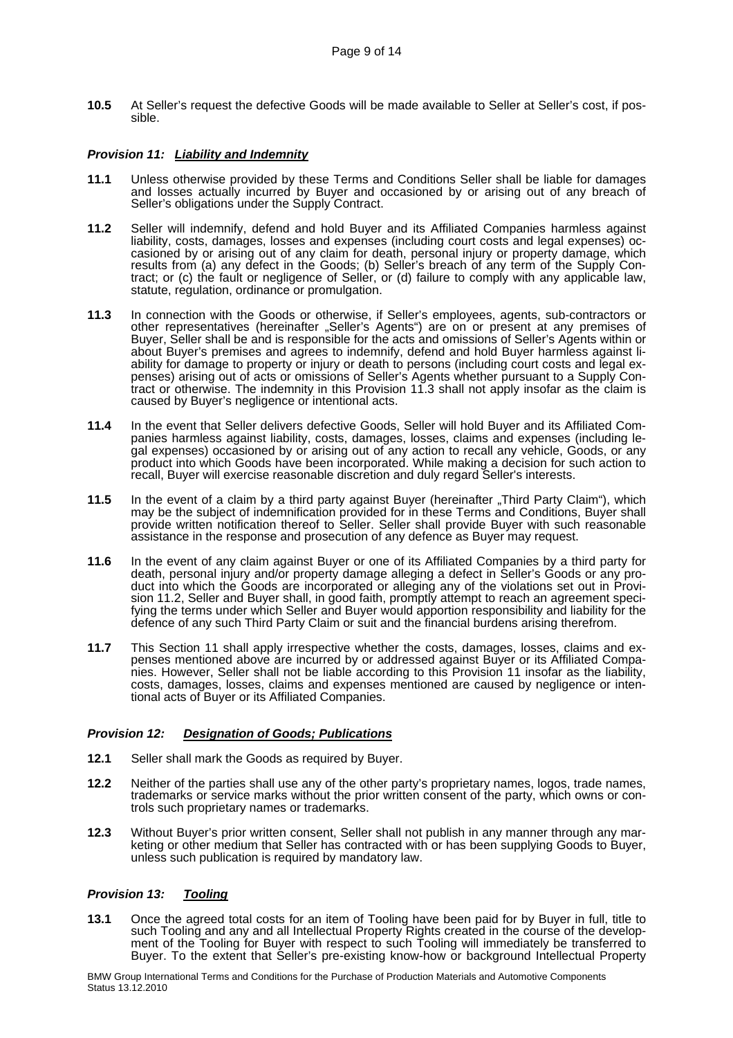**10.5** At Seller's request the defective Goods will be made available to Seller at Seller's cost, if possible.

### *Provision 11: Liability and Indemnity*

**11.1** Unless otherwise provided by these Terms and Conditions Seller shall be liable for damages and losses actually incurred by Buyer and occasioned by or arising out of any breach of Seller's obligations under the Supply Contract.

**11.2** Seller will indemnify, defend and hold Buyer and its Affiliated Companies harmless against liability, costs, damages, losses and expenses (including court costs and legal expenses) occasioned by or arising out of any claim for death, personal injury or property damage, which results from (a) any defect in the Goods; (b) Seller's breach of any term of the Supply Contract; or (c) the fault or negligence of Seller, or (d) failure to comply with any applicable law, statute, regulation, ordinance or promulgation.

**11.3** In connection with the Goods or otherwise, if Seller's employees, agents, sub-contractors or other representatives (hereinafter „Seller's Agents") are on or present at any premises of Buyer, Seller shall be and is responsible for the acts and omissions of Seller's Agents within or about Buyer's premises and agrees to indemnify, defend and hold Buyer harmless against liability for damage to property or injury or death to persons (including court costs and legal expenses) arising out of acts or omissions of Seller's Agents whether pursuant to a Supply Contract or otherwise. The indemnity in this Provision 11.3 shall not apply insofar as the claim is caused by Buyer's negligence or intentional acts.

**11.4** In the event that Seller delivers defective Goods, Seller will hold Buyer and its Affiliated Companies harmless against liability, costs, damages, losses, claims and expenses (including legal expenses) occasioned by or arising out of any action to recall any vehicle, Goods, or any product into which Goods have been incorporated. While making a decision for such action to recall, Buyer will exercise reasonable discretion and duly regard Seller's interests.

**11.5** In the event of a claim by a third party against Buyer (hereinafter „Third Party Claim"), which may be the subject of indemnification provided for in these Terms and Conditions, Buyer shall provide written notification thereof to Seller. Seller shall provide Buyer with such reasonable assistance in the response and prosecution of any defence as Buyer may request.

**11.6** In the event of any claim against Buyer or one of its Affiliated Companies by a third party for death, personal injury and/or property damage alleging a defect in Seller's Goods or any product into which the Goods are incorporated or alleging any of the violations set out in Provision 11.2, Seller and Buyer shall, in good faith, promptly attempt to reach an agreement specifying the terms under which Seller and Buyer would apportion responsibility and liability for the defence of any such Third Party Claim or suit and the financial burdens arising therefrom.

**11.7** This Section 11 shall apply irrespective whether the costs, damages, losses, claims and expenses mentioned above are incurred by or addressed against Buyer or its Affiliated Companies. However, Seller shall not be liable according to this Provision 11 insofar as the liability, costs, damages, losses, claims and expenses mentioned are caused by negligence or intentional acts of Buyer or its Affiliated Companies.

### *Provision 12: Designation of Goods; Publications*

**12.1** Seller shall mark the Goods as required by Buyer.

**12.2** Neither of the parties shall use any of the other party's proprietary names, logos, trade names, trademarks or service marks without the prior written consent of the party, which owns or controls such proprietary names or trademarks.

**12.3** Without Buyer's prior written consent, Seller shall not publish in any manner through any marketing or other medium that Seller has contracted with or has been supplying Goods to Buyer, unless such publication is required by mandatory law.

### *Provision 13: Tooling*

**13.1** Once the agreed total costs for an item of Tooling have been paid for by Buyer in full, title to such Tooling and any and all Intellectual Property Rights created in the course of the development of the Tooling for Buyer with respect to such Tooling will immediately be transferred to Buyer. To the extent that Seller's pre-existing know-how or background Intellectual Property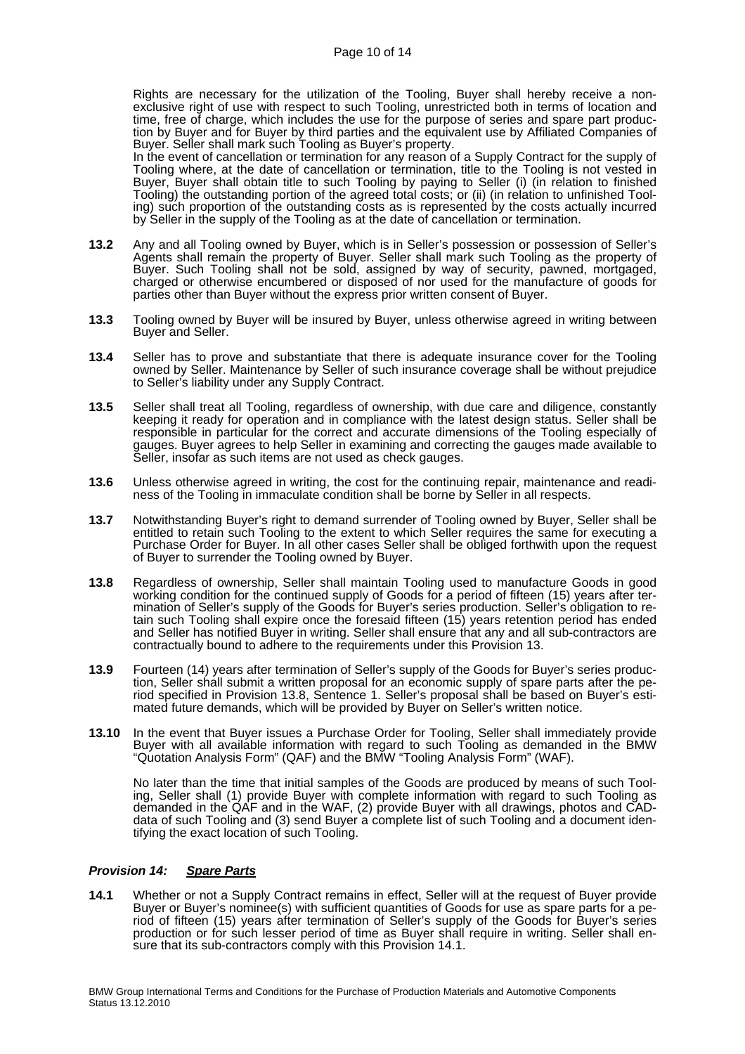Rights are necessary for the utilization of the Tooling, Buyer shall hereby receive a non-exclusive right of use with respect to such Tooling, unrestricted both in terms of location and time, free of charge, which includes the use for the purpose of series and spare part production by Buyer and for Buyer by third parties and the equivalent use by Affiliated Companies of Buyer. Seller shall mark such Tooling as Buyer's property.

In the event of cancellation or termination for any reason of a Supply Contract for the supply of Tooling where, at the date of cancellation or termination, title to the Tooling is not vested in Buyer, Buyer shall obtain title to such Tooling by paying to Seller (i) (in relation to finished Tooling) the outstanding portion of the agreed total costs; or (ii) (in relation to unfinished Tooling) such proportion of the outstanding costs as is represented by the costs actually incurred by Seller in the supply of the Tooling as at the date of cancellation or termination.

**13.2** Any and all Tooling owned by Buyer, which is in Seller's possession or possession of Seller's Agents shall remain the property of Buyer. Seller shall mark such Tooling as the property of Buyer. Such Tooling shall not be sold, assigned by way of security, pawned, mortgaged, charged or otherwise encumbered or disposed of nor used for the manufacture of goods for parties other than Buyer without the express prior written consent of Buyer.

**13.3** Tooling owned by Buyer will be insured by Buyer, unless otherwise agreed in writing between Buyer and Seller.

**13.4** Seller has to prove and substantiate that there is adequate insurance cover for the Tooling owned by Seller. Maintenance by Seller of such insurance coverage shall be without prejudice to Seller's liability under any Supply Contract.

**13.5** Seller shall treat all Tooling, regardless of ownership, with due care and diligence, constantly keeping it ready for operation and in compliance with the latest design status. Seller shall be responsible in particular for the correct and accurate dimensions of the Tooling especially of gauges. Buyer agrees to help Seller in examining and correcting the gauges made available to Seller, insofar as such items are not used as check gauges.

**13.6** Unless otherwise agreed in writing, the cost for the continuing repair, maintenance and readiness of the Tooling in immaculate condition shall be borne by Seller in all respects.

**13.7** Notwithstanding Buyer's right to demand surrender of Tooling owned by Buyer, Seller shall be entitled to retain such Tooling to the extent to which Seller requires the same for executing a Purchase Order for Buyer. In all other cases Seller shall be obliged forthwith upon the request of Buyer to surrender the Tooling owned by Buyer.

**13.8** Regardless of ownership, Seller shall maintain Tooling used to manufacture Goods in good working condition for the continued supply of Goods for a period of fifteen (15) years after termination of Seller's supply of the Goods for Buyer's series production. Seller's obligation to retain such Tooling shall expire once the foresaid fifteen (15) years retention period has ended and Seller has notified Buyer in writing. Seller shall ensure that any and all sub-contractors are contractually bound to adhere to the requirements under this Provision 13.

**13.9** Fourteen (14) years after termination of Seller's supply of the Goods for Buyer's series production, Seller shall submit a written proposal for an economic supply of spare parts after the period specified in Provision 13.8, Sentence 1. Seller's proposal shall be based on Buyer's estimated future demands, which will be provided by Buyer on Seller's written notice.

**13.10** In the event that Buyer issues a Purchase Order for Tooling, Seller shall immediately provide Buyer with all available information with regard to such Tooling as demanded in the BMW "Quotation Analysis Form" (QAF) and the BMW "Tooling Analysis Form" (WAF).

No later than the time that initial samples of the Goods are produced by means of such Tooling, Seller shall (1) provide Buyer with complete information with regard to such Tooling as demanded in the QAF and in the WAF, (2) provide Buyer with all drawings, photos and CAD-data of such Tooling and (3) send Buyer a complete list of such Tooling and a document identifying the exact location of such Tooling.

### *Provision 14: Spare Parts*

**14.1** Whether or not a Supply Contract remains in effect, Seller will at the request of Buyer provide Buyer or Buyer's nominee(s) with sufficient quantities of Goods for use as spare parts for a period of fifteen (15) years after termination of Seller's supply of the Goods for Buyer's series production or for such lesser period of time as Buyer shall require in writing. Seller shall ensure that its sub-contractors comply with this Provision 14.1.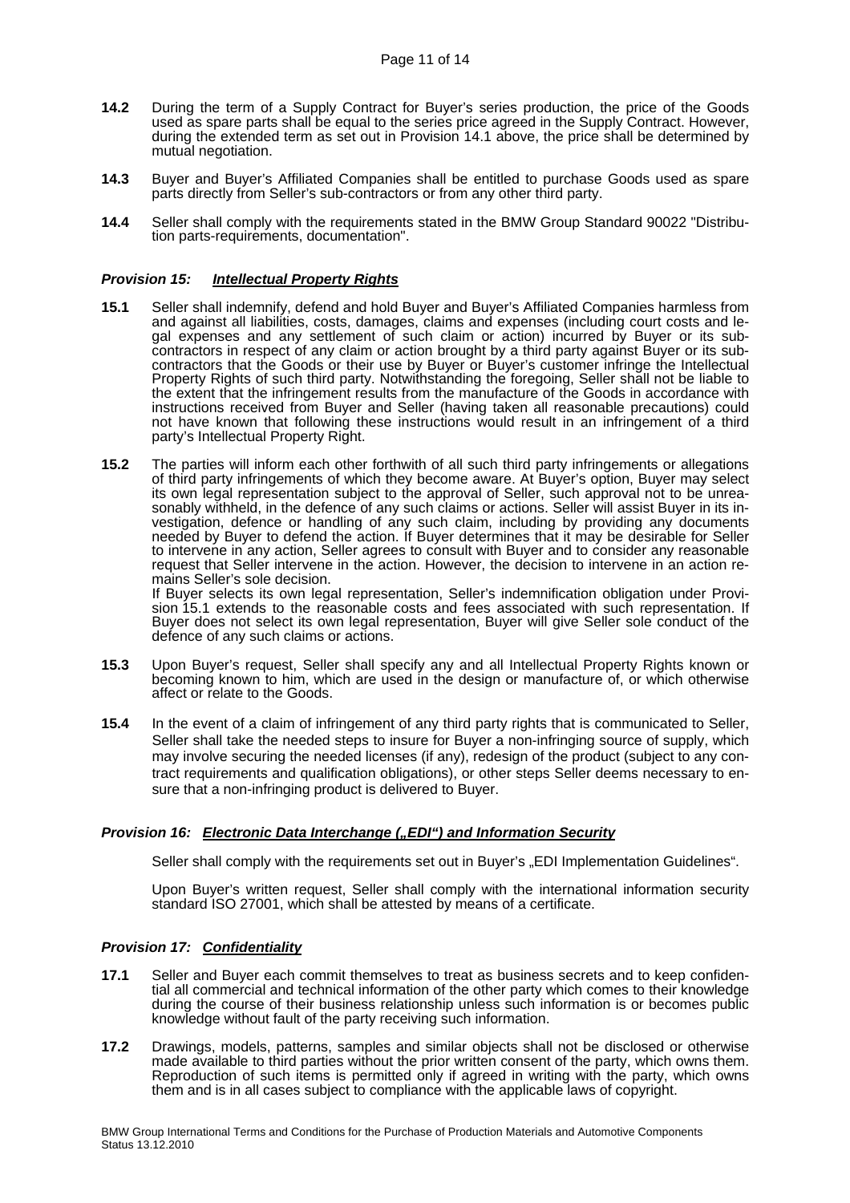**14.2** During the term of a Supply Contract for Buyer's series production, the price of the Goods used as spare parts shall be equal to the series price agreed in the Supply Contract. However, during the extended term as set out in Provision 14.1 above, the price shall be determined by mutual negotiation.

**14.3** Buyer and Buyer's Affiliated Companies shall be entitled to purchase Goods used as spare parts directly from Seller's sub-contractors or from any other third party.

**14.4** Seller shall comply with the requirements stated in the BMW Group Standard 90022 "Distribution parts-requirements, documentation".

### *Provision 15: Intellectual Property Rights*

**15.1** Seller shall indemnify, defend and hold Buyer and Buyer's Affiliated Companies harmless from and against all liabilities, costs, damages, claims and expenses (including court costs and legal expenses and any settlement of such claim or action) incurred by Buyer or its subcontractors in respect of any claim or action brought by a third party against Buyer or its subcontractors that the Goods or their use by Buyer or Buyer's customer infringe the Intellectual Property Rights of such third party. Notwithstanding the foregoing, Seller shall not be liable to the extent that the infringement results from the manufacture of the Goods in accordance with instructions received from Buyer and Seller (having taken all reasonable precautions) could not have known that following these instructions would result in an infringement of a third party's Intellectual Property Right.

**15.2** The parties will inform each other forthwith of all such third party infringements or allegations of third party infringements of which they become aware. At Buyer's option, Buyer may select its own legal representation subject to the approval of Seller, such approval not to be unreasonably withheld, in the defence of any such claims or actions. Seller will assist Buyer in its investigation, defence or handling of any such claim, including by providing any documents needed by Buyer to defend the action. If Buyer determines that it may be desirable for Seller to intervene in any action, Seller agrees to consult with Buyer and to consider any reasonable request that Seller intervene in the action. However, the decision to intervene in an action remains Seller's sole decision.
If Buyer selects its own legal representation, Seller's indemnification obligation under Provision 15.1 extends to the reasonable costs and fees associated with such representation. If Buyer does not select its own legal representation, Buyer will give Seller sole conduct of the defence of any such claims or actions.

**15.3** Upon Buyer's request, Seller shall specify any and all Intellectual Property Rights known or becoming known to him, which are used in the design or manufacture of, or which otherwise affect or relate to the Goods.

**15.4** In the event of a claim of infringement of any third party rights that is communicated to Seller, Seller shall take the needed steps to insure for Buyer a non-infringing source of supply, which may involve securing the needed licenses (if any), redesign of the product (subject to any contract requirements and qualification obligations), or other steps Seller deems necessary to ensure that a non-infringing product is delivered to Buyer.

### *Provision 16: Electronic Data Interchange („EDI“) and Information Security*

Seller shall comply with the requirements set out in Buyer's „EDI Implementation Guidelines“.

Upon Buyer's written request, Seller shall comply with the international information security standard ISO 27001, which shall be attested by means of a certificate.

### *Provision 17: Confidentiality*

**17.1** Seller and Buyer each commit themselves to treat as business secrets and to keep confidential all commercial and technical information of the other party which comes to their knowledge during the course of their business relationship unless such information is or becomes public knowledge without fault of the party receiving such information.

**17.2** Drawings, models, patterns, samples and similar objects shall not be disclosed or otherwise made available to third parties without the prior written consent of the party, which owns them. Reproduction of such items is permitted only if agreed in writing with the party, which owns them and is in all cases subject to compliance with the applicable laws of copyright.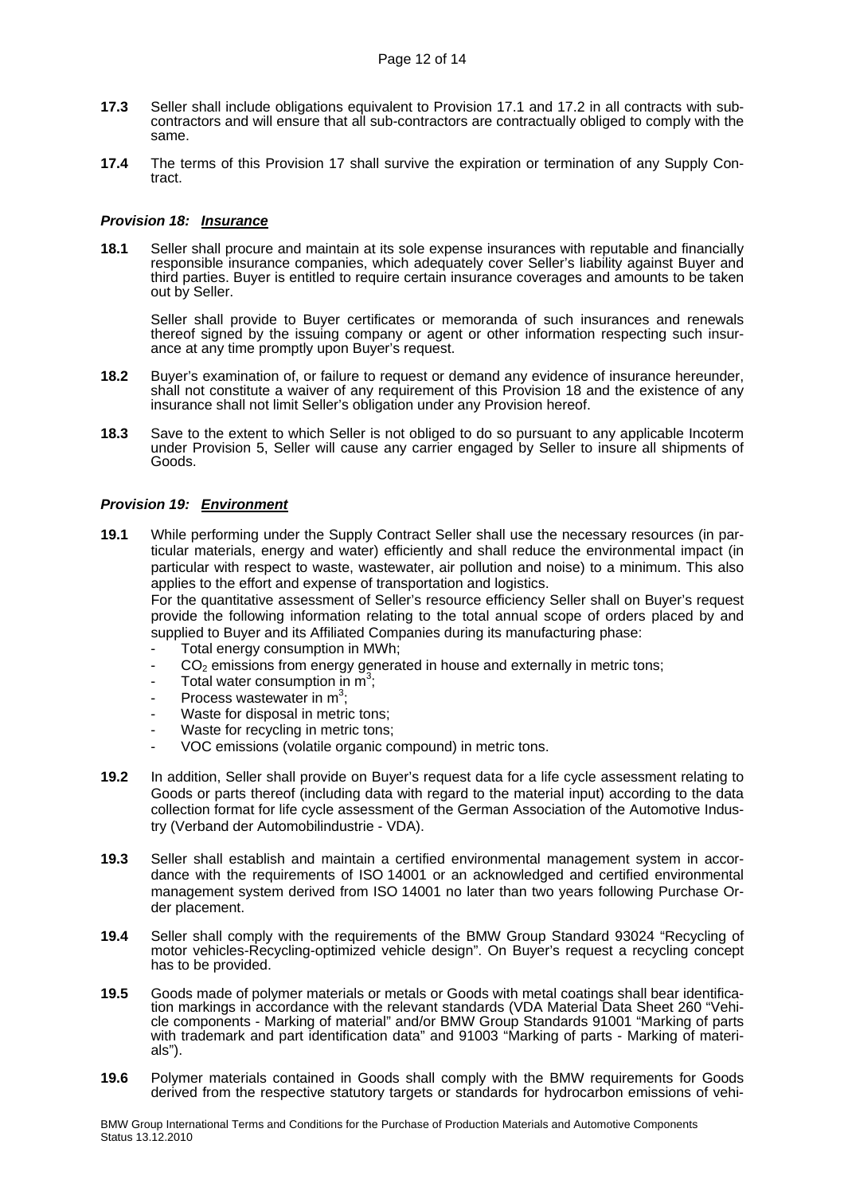**17.3** Seller shall include obligations equivalent to Provision 17.1 and 17.2 in all contracts with sub-contractors and will ensure that all sub-contractors are contractually obliged to comply with the same.

**17.4** The terms of this Provision 17 shall survive the expiration or termination of any Supply Contract.

### *Provision 18: Insurance*

**18.1** Seller shall procure and maintain at its sole expense insurances with reputable and financially responsible insurance companies, which adequately cover Seller's liability against Buyer and third parties. Buyer is entitled to require certain insurance coverages and amounts to be taken out by Seller.

Seller shall provide to Buyer certificates or memoranda of such insurances and renewals thereof signed by the issuing company or agent or other information respecting such insurance at any time promptly upon Buyer's request.

**18.2** Buyer's examination of, or failure to request or demand any evidence of insurance hereunder, shall not constitute a waiver of any requirement of this Provision 18 and the existence of any insurance shall not limit Seller's obligation under any Provision hereof.

**18.3** Save to the extent to which Seller is not obliged to do so pursuant to any applicable Incoterm under Provision 5, Seller will cause any carrier engaged by Seller to insure all shipments of Goods.

### *Provision 19: Environment*

**19.1** While performing under the Supply Contract Seller shall use the necessary resources (in particular materials, energy and water) efficiently and shall reduce the environmental impact (in particular with respect to waste, wastewater, air pollution and noise) to a minimum. This also applies to the effort and expense of transportation and logistics.
For the quantitative assessment of Seller's resource efficiency Seller shall on Buyer's request provide the following information relating to the total annual scope of orders placed by and supplied to Buyer and its Affiliated Companies during its manufacturing phase:

- Total energy consumption in MWh;
- $CO_2$ emissions from energy generated in house and externally in metric tons;
- Total water consumption in $m^3$;
- Process wastewater in $m^3$;
- Waste for disposal in metric tons;
- Waste for recycling in metric tons;
- VOC emissions (volatile organic compound) in metric tons.

**19.2** In addition, Seller shall provide on Buyer's request data for a life cycle assessment relating to Goods or parts thereof (including data with regard to the material input) according to the data collection format for life cycle assessment of the German Association of the Automotive Industry (Verband der Automobilindustrie - VDA).

**19.3** Seller shall establish and maintain a certified environmental management system in accordance with the requirements of ISO 14001 or an acknowledged and certified environmental management system derived from ISO 14001 no later than two years following Purchase Order placement.

**19.4** Seller shall comply with the requirements of the BMW Group Standard 93024 "Recycling of motor vehicles-Recycling-optimized vehicle design". On Buyer's request a recycling concept has to be provided.

**19.5** Goods made of polymer materials or metals or Goods with metal coatings shall bear identification markings in accordance with the relevant standards (VDA Material Data Sheet 260 "Vehicle components - Marking of material" and/or BMW Group Standards 91001 "Marking of parts with trademark and part identification data" and 91003 "Marking of parts - Marking of materials").

**19.6** Polymer materials contained in Goods shall comply with the BMW requirements for Goods derived from the respective statutory targets or standards for hydrocarbon emissions of vehi-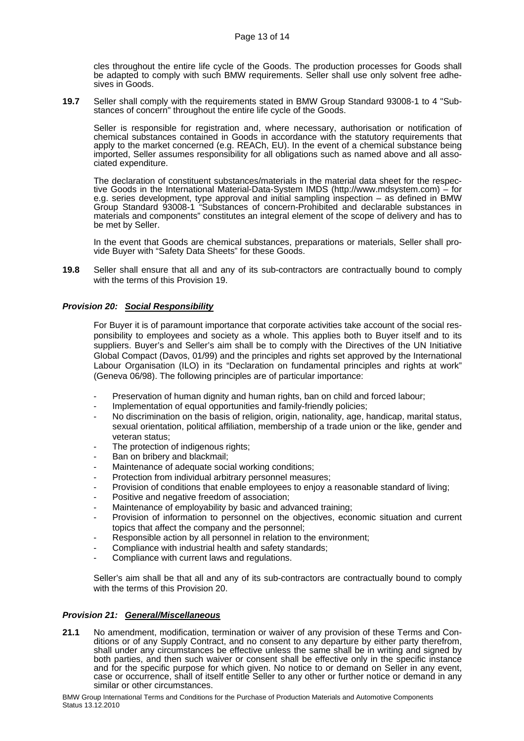cles throughout the entire life cycle of the Goods. The production processes for Goods shall be adapted to comply with such BMW requirements. Seller shall use only solvent free adhesives in Goods.

**19.7** Seller shall comply with the requirements stated in BMW Group Standard 93008-1 to 4 "Substances of concern" throughout the entire life cycle of the Goods.

Seller is responsible for registration and, where necessary, authorisation or notification of chemical substances contained in Goods in accordance with the statutory requirements that apply to the market concerned (e.g. REACh, EU). In the event of a chemical substance being imported, Seller assumes responsibility for all obligations such as named above and all associated expenditure.

The declaration of constituent substances/materials in the material data sheet for the respective Goods in the International Material-Data-System IMDS (http://www.mdsystem.com) – for e.g. series development, type approval and initial sampling inspection – as defined in BMW Group Standard 93008-1 "Substances of concern-Prohibited and declarable substances in materials and components" constitutes an integral element of the scope of delivery and has to be met by Seller.

In the event that Goods are chemical substances, preparations or materials, Seller shall provide Buyer with "Safety Data Sheets" for these Goods.

**19.8** Seller shall ensure that all and any of its sub-contractors are contractually bound to comply with the terms of this Provision 19.

### ***Provision 20: Social Responsibility***

For Buyer it is of paramount importance that corporate activities take account of the social responsibility to employees and society as a whole. This applies both to Buyer itself and to its suppliers. Buyer's and Seller's aim shall be to comply with the Directives of the UN Initiative Global Compact (Davos, 01/99) and the principles and rights set approved by the International Labour Organisation (ILO) in its "Declaration on fundamental principles and rights at work" (Geneva 06/98). The following principles are of particular importance:

- Preservation of human dignity and human rights, ban on child and forced labour;
- Implementation of equal opportunities and family-friendly policies;
- No discrimination on the basis of religion, origin, nationality, age, handicap, marital status, sexual orientation, political affiliation, membership of a trade union or the like, gender and veteran status;
- The protection of indigenous rights;
- Ban on bribery and blackmail;
- Maintenance of adequate social working conditions;
- Protection from individual arbitrary personnel measures;
- Provision of conditions that enable employees to enjoy a reasonable standard of living;
- Positive and negative freedom of association;
- Maintenance of employability by basic and advanced training;
- Provision of information to personnel on the objectives, economic situation and current topics that affect the company and the personnel;
- Responsible action by all personnel in relation to the environment;
- Compliance with industrial health and safety standards;
- Compliance with current laws and regulations.

Seller's aim shall be that all and any of its sub-contractors are contractually bound to comply with the terms of this Provision 20.

### ***Provision 21: General/Miscellaneous***

**21.1** No amendment, modification, termination or waiver of any provision of these Terms and Conditions or of any Supply Contract, and no consent to any departure by either party therefrom, shall under any circumstances be effective unless the same shall be in writing and signed by both parties, and then such waiver or consent shall be effective only in the specific instance and for the specific purpose for which given. No notice to or demand on Seller in any event, case or occurrence, shall of itself entitle Seller to any other or further notice or demand in any similar or other circumstances.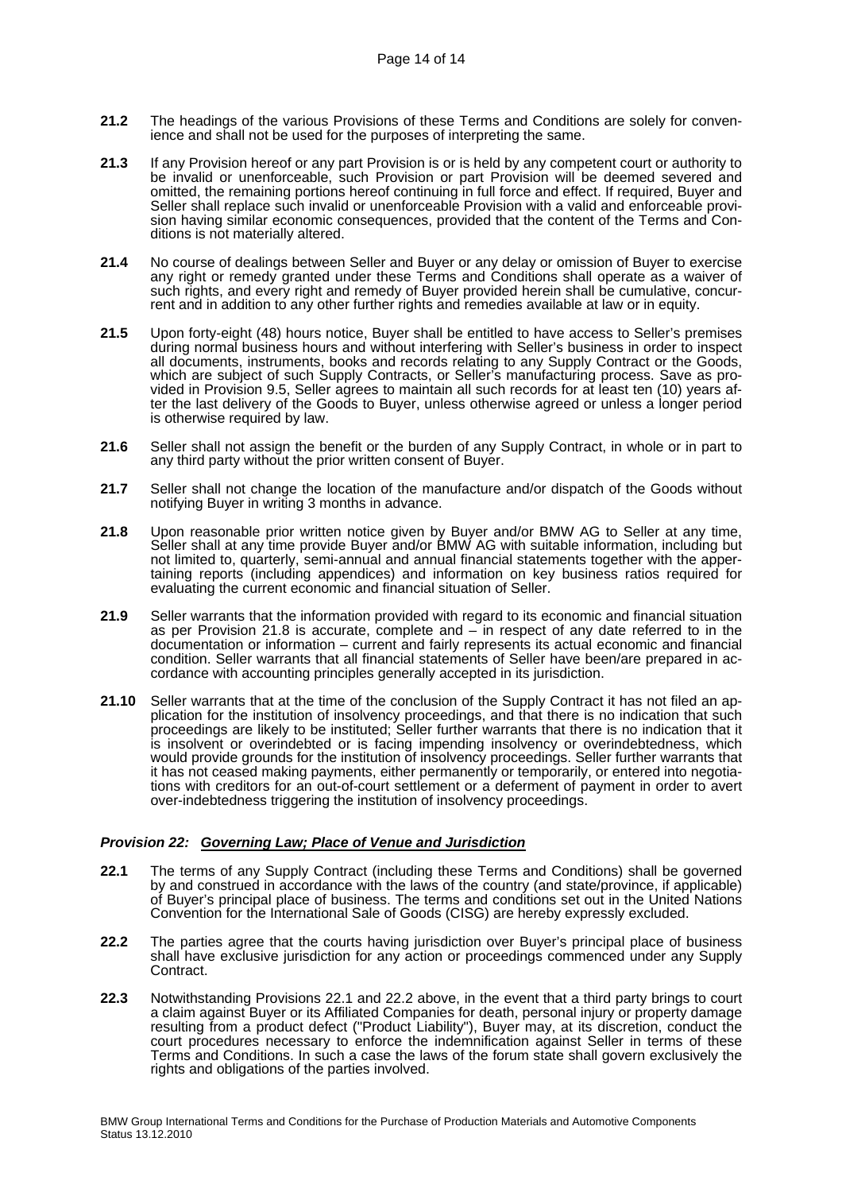**21.2** The headings of the various Provisions of these Terms and Conditions are solely for convenience and shall not be used for the purposes of interpreting the same.

**21.3** If any Provision hereof or any part Provision is or is held by any competent court or authority to be invalid or unenforceable, such Provision or part Provision will be deemed severed and omitted, the remaining portions hereof continuing in full force and effect. If required, Buyer and Seller shall replace such invalid or unenforceable Provision with a valid and enforceable provision having similar economic consequences, provided that the content of the Terms and Conditions is not materially altered.

**21.4** No course of dealings between Seller and Buyer or any delay or omission of Buyer to exercise any right or remedy granted under these Terms and Conditions shall operate as a waiver of such rights, and every right and remedy of Buyer provided herein shall be cumulative, concurrent and in addition to any other further rights and remedies available at law or in equity.

**21.5** Upon forty-eight (48) hours notice, Buyer shall be entitled to have access to Seller's premises during normal business hours and without interfering with Seller's business in order to inspect all documents, instruments, books and records relating to any Supply Contract or the Goods, which are subject of such Supply Contracts, or Seller's manufacturing process. Save as provided in Provision 9.5, Seller agrees to maintain all such records for at least ten (10) years after the last delivery of the Goods to Buyer, unless otherwise agreed or unless a longer period is otherwise required by law.

**21.6** Seller shall not assign the benefit or the burden of any Supply Contract, in whole or in part to any third party without the prior written consent of Buyer.

**21.7** Seller shall not change the location of the manufacture and/or dispatch of the Goods without notifying Buyer in writing 3 months in advance.

**21.8** Upon reasonable prior written notice given by Buyer and/or BMW AG to Seller at any time, Seller shall at any time provide Buyer and/or BMW AG with suitable information, including but not limited to, quarterly, semi-annual and annual financial statements together with the appertaining reports (including appendices) and information on key business ratios required for evaluating the current economic and financial situation of Seller.

**21.9** Seller warrants that the information provided with regard to its economic and financial situation as per Provision 21.8 is accurate, complete and – in respect of any date referred to in the documentation or information – current and fairly represents its actual economic and financial condition. Seller warrants that all financial statements of Seller have been/are prepared in accordance with accounting principles generally accepted in its jurisdiction.

**21.10** Seller warrants that at the time of the conclusion of the Supply Contract it has not filed an application for the institution of insolvency proceedings, and that there is no indication that such proceedings are likely to be instituted; Seller further warrants that there is no indication that it is insolvent or overindebted or is facing impending insolvency or overindebtedness, which would provide grounds for the institution of insolvency proceedings. Seller further warrants that it has not ceased making payments, either permanently or temporarily, or entered into negotiations with creditors for an out-of-court settlement or a deferment of payment in order to avert over-indebtedness triggering the institution of insolvency proceedings.

### *Provision 22: Governing Law; Place of Venue and Jurisdiction*

**22.1** The terms of any Supply Contract (including these Terms and Conditions) shall be governed by and construed in accordance with the laws of the country (and state/province, if applicable) of Buyer's principal place of business. The terms and conditions set out in the United Nations Convention for the International Sale of Goods (CISG) are hereby expressly excluded.

**22.2** The parties agree that the courts having jurisdiction over Buyer's principal place of business shall have exclusive jurisdiction for any action or proceedings commenced under any Supply Contract.

**22.3** Notwithstanding Provisions 22.1 and 22.2 above, in the event that a third party brings to court a claim against Buyer or its Affiliated Companies for death, personal injury or property damage resulting from a product defect ("Product Liability"), Buyer may, at its discretion, conduct the court procedures necessary to enforce the indemnification against Seller in terms of these Terms and Conditions. In such a case the laws of the forum state shall govern exclusively the rights and obligations of the parties involved.